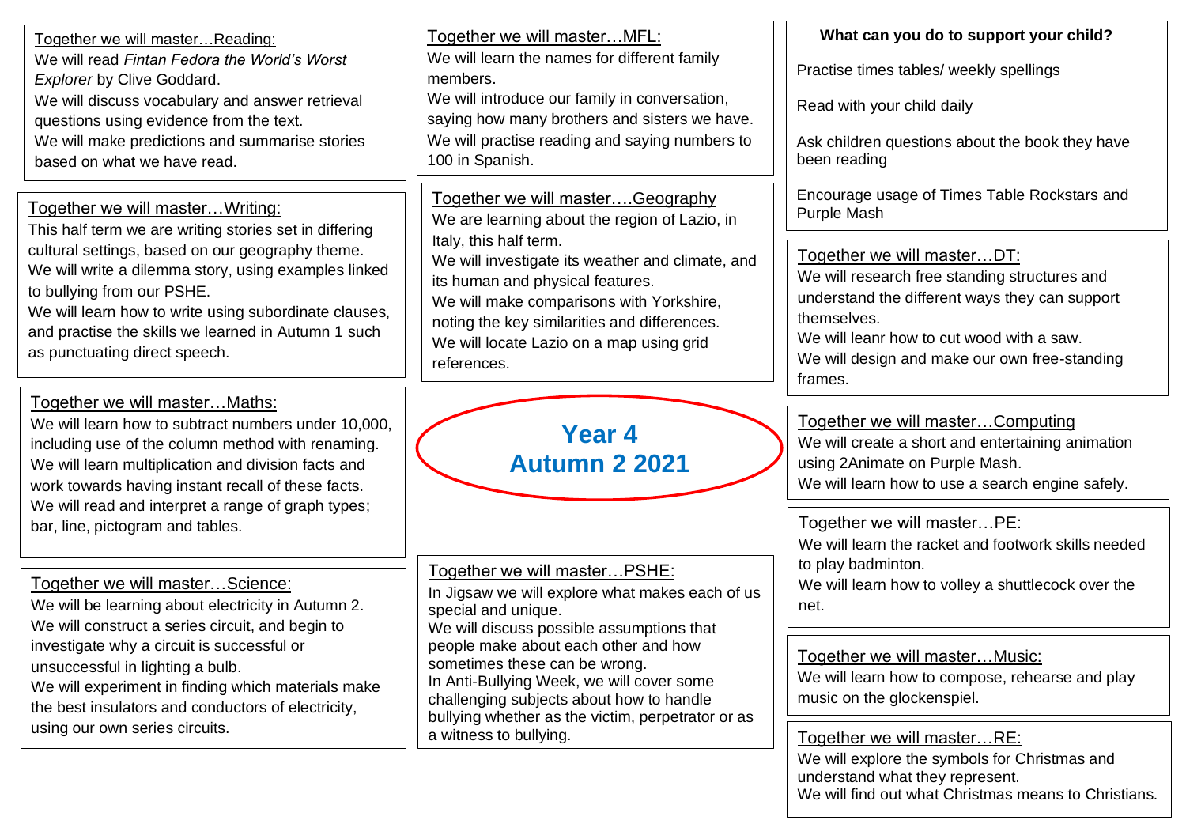# Year 4 Autumn 2 2021

## Together we will master…Reading:

We will read *Fintan Fedora the World's Worst Explorer* by Clive Goddard.

We will discuss vocabulary and answer retrieval questions using evidence from the text.

We will make predictions and summarise stories based on what we have read.

## Together we will master…Writing:

This half term we are writing stories set in differing cultural settings, based on our geography theme.

We will write a dilemma story, using examples linked to bullying from our PSHE.

We will learn how to write using subordinate clauses, and practise the skills we learned in Autumn 1 such as punctuating direct speech.

## Together we will master…Maths:

We will learn how to subtract numbers under 10,000, including use of the column method with renaming.

We will learn multiplication and division facts and work towards having instant recall of these facts.

We will read and interpret a range of graph types; bar, line, pictogram and tables.

## Together we will master…Science:

We will be learning about electricity in Autumn 2.

We will construct a series circuit, and begin to investigate why a circuit is successful or unsuccessful in lighting a bulb.

We will experiment in finding which materials make the best insulators and conductors of electricity, using our own series circuits.

## Together we will master…MFL:

We will learn the names for different family members.

We will introduce our family in conversation, saying how many brothers and sisters we have.

We will practise reading and saying numbers to 100 in Spanish.

## Together we will master….Geography

We are learning about the region of Lazio, in Italy, this half term.

We will investigate its weather and climate, and its human and physical features.

We will make comparisons with Yorkshire, noting the key similarities and differences.

We will locate Lazio on a map using grid references.

## Together we will master…PSHE:

In Jigsaw we will explore what makes each of us special and unique.

We will discuss possible assumptions that people make about each other and how sometimes these can be wrong.

In Anti-Bullying Week, we will cover some challenging subjects about how to handle bullying whether as the victim, perpetrator or as a witness to bullying.

## What can you do to support your child?

Practise times tables/ weekly spellings

Read with your child daily

Ask children questions about the book they have been reading

Encourage usage of Times Table Rockstars and Purple Mash

## Together we will master…DT:

We will research free standing structures and understand the different ways they can support themselves.

We will leanr how to cut wood with a saw.

We will design and make our own free-standing frames.

## Together we will master…Computing

We will create a short and entertaining animation using 2Animate on Purple Mash.

We will learn how to use a search engine safely.

## Together we will master…PE:

We will learn the racket and footwork skills needed to play badminton.

We will learn how to volley a shuttlecock over the net.

## Together we will master…Music:

We will learn how to compose, rehearse and play music on the glockenspiel.

## Together we will master…RE:

We will explore the symbols for Christmas and understand what they represent.

We will find out what Christmas means to Christians.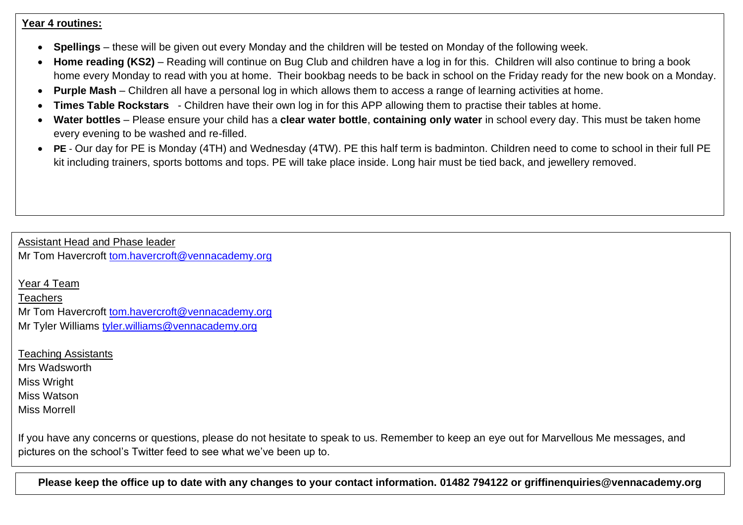**Year 4 routines:**

- **Spellings** – these will be given out every Monday and the children will be tested on Monday of the following week.
- **Home reading (KS2)** – Reading will continue on Bug Club and children have a log in for this. Children will also continue to bring a book home every Monday to read with you at home. Their bookbag needs to be back in school on the Friday ready for the new book on a Monday.
- **Purple Mash** – Children all have a personal log in which allows them to access a range of learning activities at home.
- **Times Table Rockstars** - Children have their own log in for this APP allowing them to practise their tables at home.
- **Water bottles** – Please ensure your child has a **clear water bottle**, **containing only water** in school every day. This must be taken home every evening to be washed and re-filled.
- **PE** - Our day for PE is Monday (4TH) and Wednesday (4TW). PE this half term is badminton. Children need to come to school in their full PE kit including trainers, sports bottoms and tops. PE will take place inside. Long hair must be tied back, and jewellery removed.

Assistant Head and Phase leader
Mr Tom Havercroft tom.havercroft@vennacademy.org

Year 4 Team
Teachers
Mr Tom Havercroft tom.havercroft@vennacademy.org
Mr Tyler Williams tyler.williams@vennacademy.org

Teaching Assistants
Mrs Wadsworth
Miss Wright
Miss Watson
Miss Morrell

If you have any concerns or questions, please do not hesitate to speak to us. Remember to keep an eye out for Marvellous Me messages, and pictures on the school's Twitter feed to see what we've been up to.

**Please keep the office up to date with any changes to your contact information. 01482 794122 or griffinenquiries@vennacademy.org**